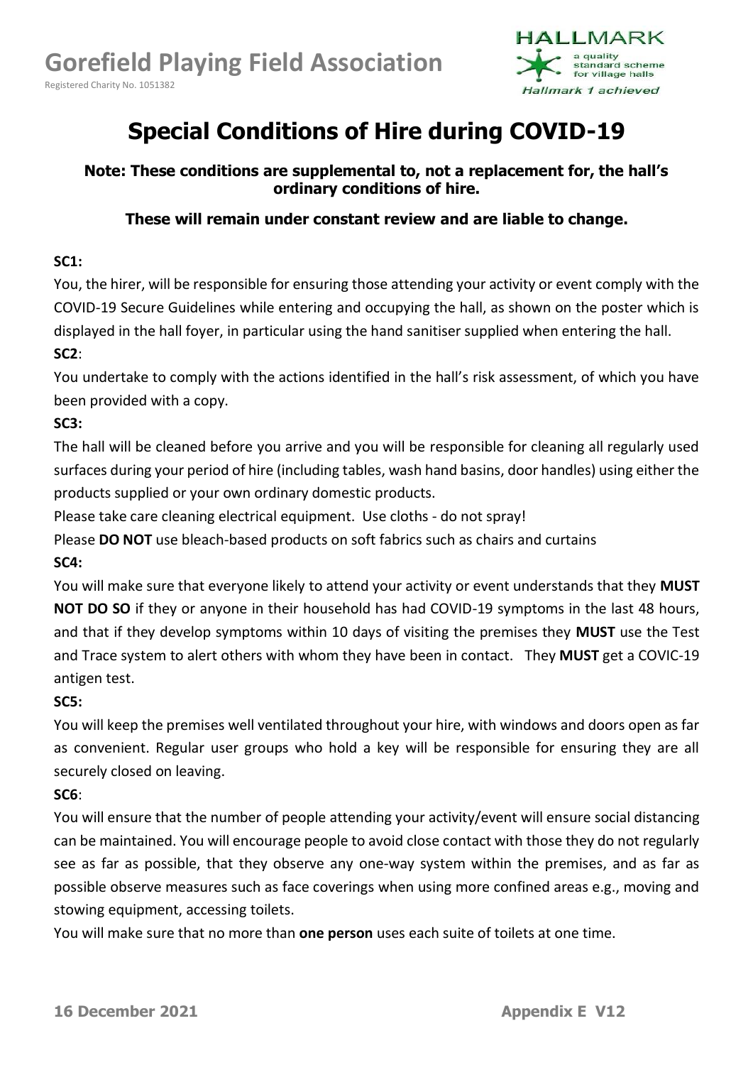**Gorefield Playing Field Association**

Registered Charity No. 1051382

HALLMARK a quality standard scheme for village halls *Hallmark 1 achieved*

# Special Conditions of Hire during COVID-19

**Note: These conditions are supplemental to, not a replacement for, the hall's ordinary conditions of hire.**

**These will remain under constant review and are liable to change.**

**SC1:**

You, the hirer, will be responsible for ensuring those attending your activity or event comply with the COVID-19 Secure Guidelines while entering and occupying the hall, as shown on the poster which is displayed in the hall foyer, in particular using the hand sanitiser supplied when entering the hall.

**SC2**:

You undertake to comply with the actions identified in the hall's risk assessment, of which you have been provided with a copy.

**SC3:**

The hall will be cleaned before you arrive and you will be responsible for cleaning all regularly used surfaces during your period of hire (including tables, wash hand basins, door handles) using either the products supplied or your own ordinary domestic products.

Please take care cleaning electrical equipment. Use cloths - do not spray!

Please **DO NOT** use bleach-based products on soft fabrics such as chairs and curtains

**SC4:**

You will make sure that everyone likely to attend your activity or event understands that they **MUST NOT DO SO** if they or anyone in their household has had COVID-19 symptoms in the last 48 hours, and that if they develop symptoms within 10 days of visiting the premises they **MUST** use the Test and Trace system to alert others with whom they have been in contact. They **MUST** get a COVIC-19 antigen test.

**SC5:**

You will keep the premises well ventilated throughout your hire, with windows and doors open as far as convenient. Regular user groups who hold a key will be responsible for ensuring they are all securely closed on leaving.

**SC6**:

You will ensure that the number of people attending your activity/event will ensure social distancing can be maintained. You will encourage people to avoid close contact with those they do not regularly see as far as possible, that they observe any one-way system within the premises, and as far as possible observe measures such as face coverings when using more confined areas e.g., moving and stowing equipment, accessing toilets.

You will make sure that no more than **one person** uses each suite of toilets at one time.

**16 December 2021** **Appendix E V12**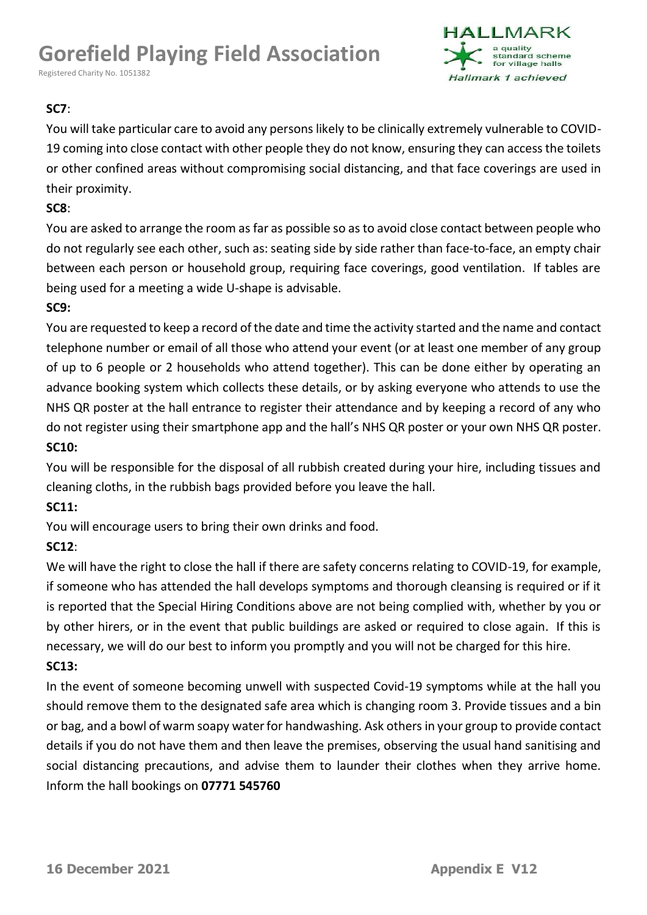**SC7**:

You will take particular care to avoid any persons likely to be clinically extremely vulnerable to COVID-19 coming into close contact with other people they do not know, ensuring they can access the toilets or other confined areas without compromising social distancing, and that face coverings are used in their proximity.

**SC8**:

You are asked to arrange the room as far as possible so as to avoid close contact between people who do not regularly see each other, such as: seating side by side rather than face-to-face, an empty chair between each person or household group, requiring face coverings, good ventilation. If tables are being used for a meeting a wide U-shape is advisable.

**SC9:**

You are requested to keep a record of the date and time the activity started and the name and contact telephone number or email of all those who attend your event (or at least one member of any group of up to 6 people or 2 households who attend together). This can be done either by operating an advance booking system which collects these details, or by asking everyone who attends to use the NHS QR poster at the hall entrance to register their attendance and by keeping a record of any who do not register using their smartphone app and the hall's NHS QR poster or your own NHS QR poster.

**SC10:**

You will be responsible for the disposal of all rubbish created during your hire, including tissues and cleaning cloths, in the rubbish bags provided before you leave the hall.

**SC11:**

You will encourage users to bring their own drinks and food.

**SC12**:

We will have the right to close the hall if there are safety concerns relating to COVID-19, for example, if someone who has attended the hall develops symptoms and thorough cleansing is required or if it is reported that the Special Hiring Conditions above are not being complied with, whether by you or by other hirers, or in the event that public buildings are asked or required to close again. If this is necessary, we will do our best to inform you promptly and you will not be charged for this hire.

**SC13:**

In the event of someone becoming unwell with suspected Covid-19 symptoms while at the hall you should remove them to the designated safe area which is changing room 3. Provide tissues and a bin or bag, and a bowl of warm soapy water for handwashing. Ask others in your group to provide contact details if you do not have them and then leave the premises, observing the usual hand sanitising and social distancing precautions, and advise them to launder their clothes when they arrive home. Inform the hall bookings on **07771 545760**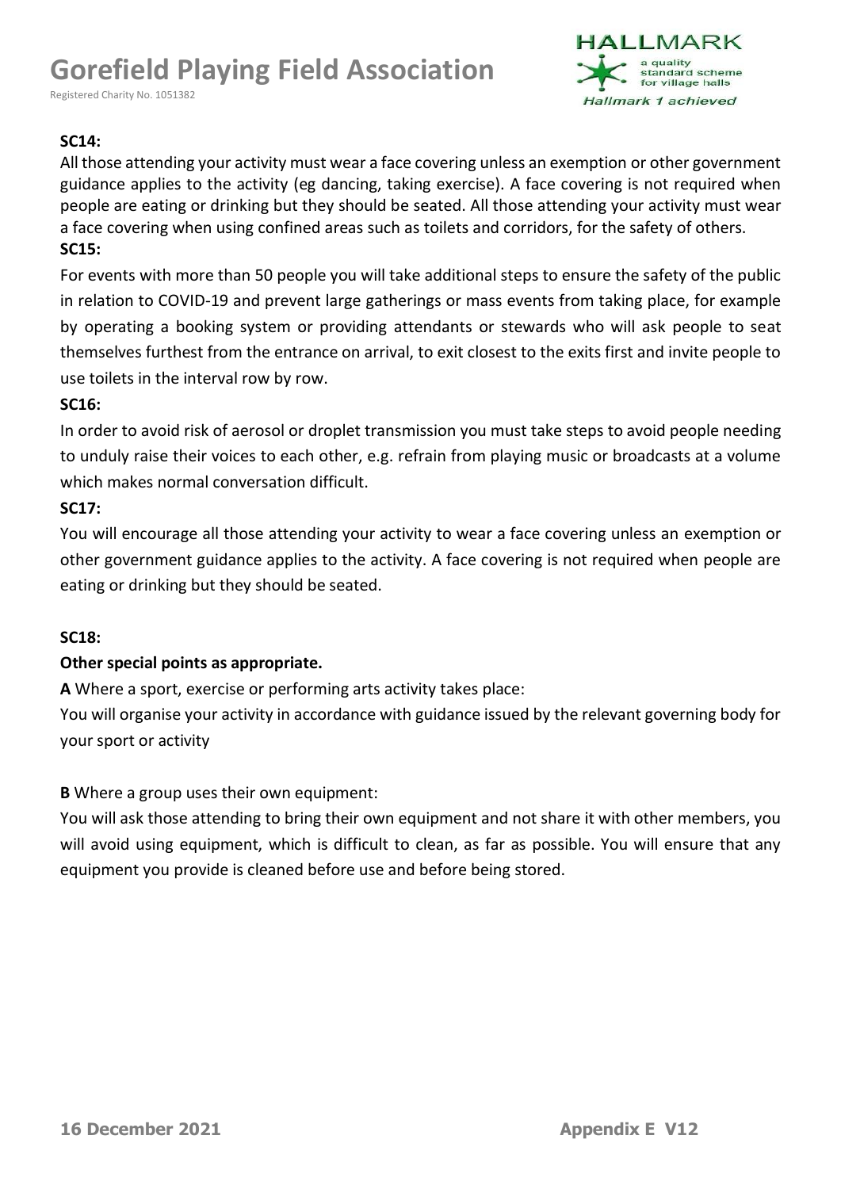**SC14:**

All those attending your activity must wear a face covering unless an exemption or other government guidance applies to the activity (eg dancing, taking exercise). A face covering is not required when people are eating or drinking but they should be seated. All those attending your activity must wear a face covering when using confined areas such as toilets and corridors, for the safety of others.

**SC15:**

For events with more than 50 people you will take additional steps to ensure the safety of the public in relation to COVID-19 and prevent large gatherings or mass events from taking place, for example by operating a booking system or providing attendants or stewards who will ask people to seat themselves furthest from the entrance on arrival, to exit closest to the exits first and invite people to use toilets in the interval row by row.

**SC16:**

In order to avoid risk of aerosol or droplet transmission you must take steps to avoid people needing to unduly raise their voices to each other, e.g. refrain from playing music or broadcasts at a volume which makes normal conversation difficult.

**SC17:**

You will encourage all those attending your activity to wear a face covering unless an exemption or other government guidance applies to the activity. A face covering is not required when people are eating or drinking but they should be seated.

**SC18:**

**Other special points as appropriate.**

**A** Where a sport, exercise or performing arts activity takes place:

You will organise your activity in accordance with guidance issued by the relevant governing body for your sport or activity

**B** Where a group uses their own equipment:

You will ask those attending to bring their own equipment and not share it with other members, you will avoid using equipment, which is difficult to clean, as far as possible. You will ensure that any equipment you provide is cleaned before use and before being stored.